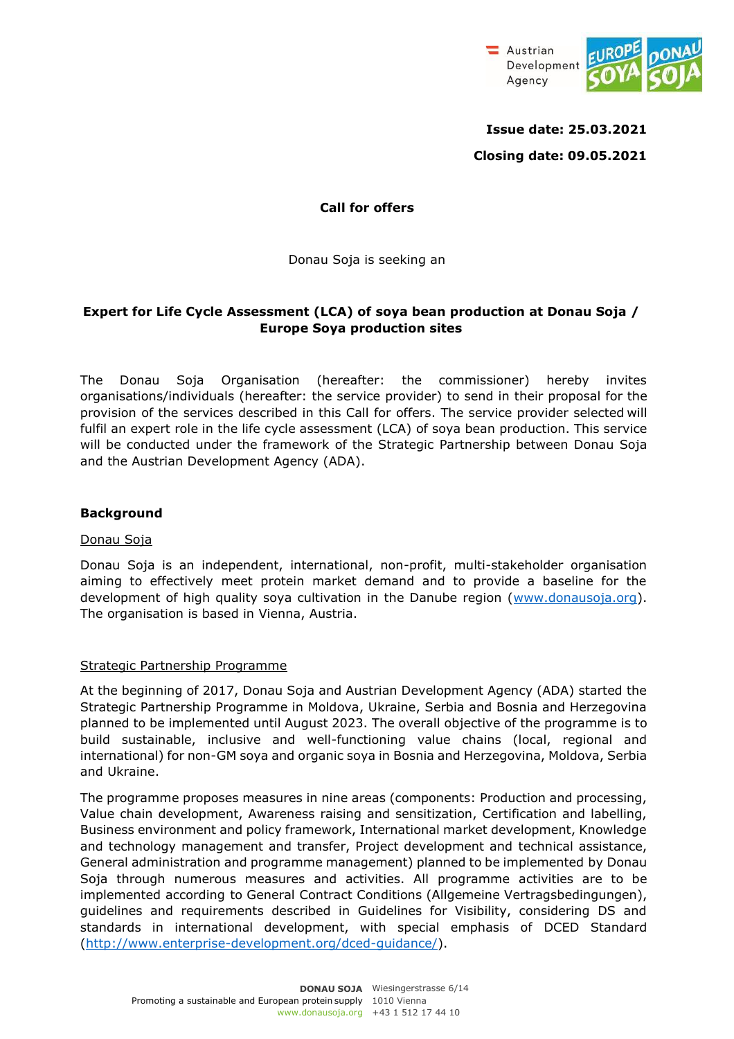**Issue date: 25.03.2021**

**Closing date: 09.05.2021**

**Call for offers**

Donau Soja is seeking an

**Expert for Life Cycle Assessment (LCA) of soya bean production at Donau Soja / Europe Soya production sites**

The Donau Soja Organisation (hereafter: the commissioner) hereby invites organisations/individuals (hereafter: the service provider) to send in their proposal for the provision of the services described in this Call for offers. The service provider selected will fulfil an expert role in the life cycle assessment (LCA) of soya bean production. This service will be conducted under the framework of the Strategic Partnership between Donau Soja and the Austrian Development Agency (ADA).

## Background

Donau Soja

Donau Soja is an independent, international, non-profit, multi-stakeholder organisation aiming to effectively meet protein market demand and to provide a baseline for the development of high quality soya cultivation in the Danube region (www.donausoja.org). The organisation is based in Vienna, Austria.

Strategic Partnership Programme

At the beginning of 2017, Donau Soja and Austrian Development Agency (ADA) started the Strategic Partnership Programme in Moldova, Ukraine, Serbia and Bosnia and Herzegovina planned to be implemented until August 2023. The overall objective of the programme is to build sustainable, inclusive and well-functioning value chains (local, regional and international) for non-GM soya and organic soya in Bosnia and Herzegovina, Moldova, Serbia and Ukraine.

The programme proposes measures in nine areas (components: Production and processing, Value chain development, Awareness raising and sensitization, Certification and labelling, Business environment and policy framework, International market development, Knowledge and technology management and transfer, Project development and technical assistance, General administration and programme management) planned to be implemented by Donau Soja through numerous measures and activities. All programme activities are to be implemented according to General Contract Conditions (Allgemeine Vertragsbedingungen), guidelines and requirements described in Guidelines for Visibility, considering DS and standards in international development, with special emphasis of DCED Standard (http://www.enterprise-development.org/dced-guidance/).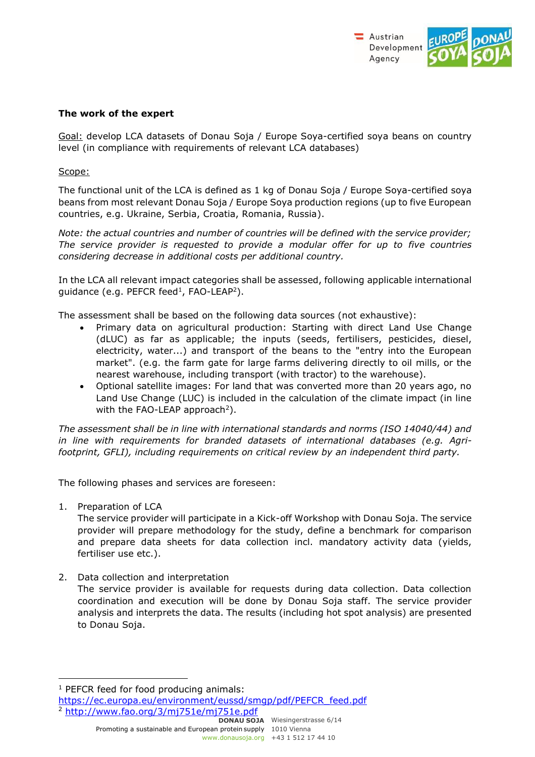**The work of the expert**

<u>Goal:</u> develop LCA datasets of Donau Soja / Europe Soya-certified soya beans on country level (in compliance with requirements of relevant LCA databases)

<u>Scope:</u>

The functional unit of the LCA is defined as 1 kg of Donau Soja / Europe Soya-certified soya beans from most relevant Donau Soja / Europe Soya production regions (up to five European countries, e.g. Ukraine, Serbia, Croatia, Romania, Russia).

*Note: the actual countries and number of countries will be defined with the service provider; The service provider is requested to provide a modular offer for up to five countries considering decrease in additional costs per additional country.*

In the LCA all relevant impact categories shall be assessed, following applicable international guidance (e.g. PEFCR feed[1], FAO-LEAP[2]).

The assessment shall be based on the following data sources (not exhaustive):

- Primary data on agricultural production: Starting with direct Land Use Change (dLUC) as far as applicable; the inputs (seeds, fertilisers, pesticides, diesel, electricity, water...) and transport of the beans to the "entry into the European market". (e.g. the farm gate for large farms delivering directly to oil mills, or the nearest warehouse, including transport (with tractor) to the warehouse).
- Optional satellite images: For land that was converted more than 20 years ago, no Land Use Change (LUC) is included in the calculation of the climate impact (in line with the FAO-LEAP approach[2]).

*The assessment shall be in line with international standards and norms (ISO 14040/44) and in line with requirements for branded datasets of international databases (e.g. Agri-footprint, GFLI), including requirements on critical review by an independent third party.*

The following phases and services are foreseen:

1. Preparation of LCA
   The service provider will participate in a Kick-off Workshop with Donau Soja. The service provider will prepare methodology for the study, define a benchmark for comparison and prepare data sheets for data collection incl. mandatory activity data (yields, fertiliser use etc.).

2. Data collection and interpretation
   The service provider is available for requests during data collection. Data collection coordination and execution will be done by Donau Soja staff. The service provider analysis and interprets the data. The results (including hot spot analysis) are presented to Donau Soja.

---

[1] PEFCR feed for food producing animals: https://ec.europa.eu/environment/eussd/smgp/pdf/PEFCR_feed.pdf

[2] http://www.fao.org/3/mj751e/mj751e.pdf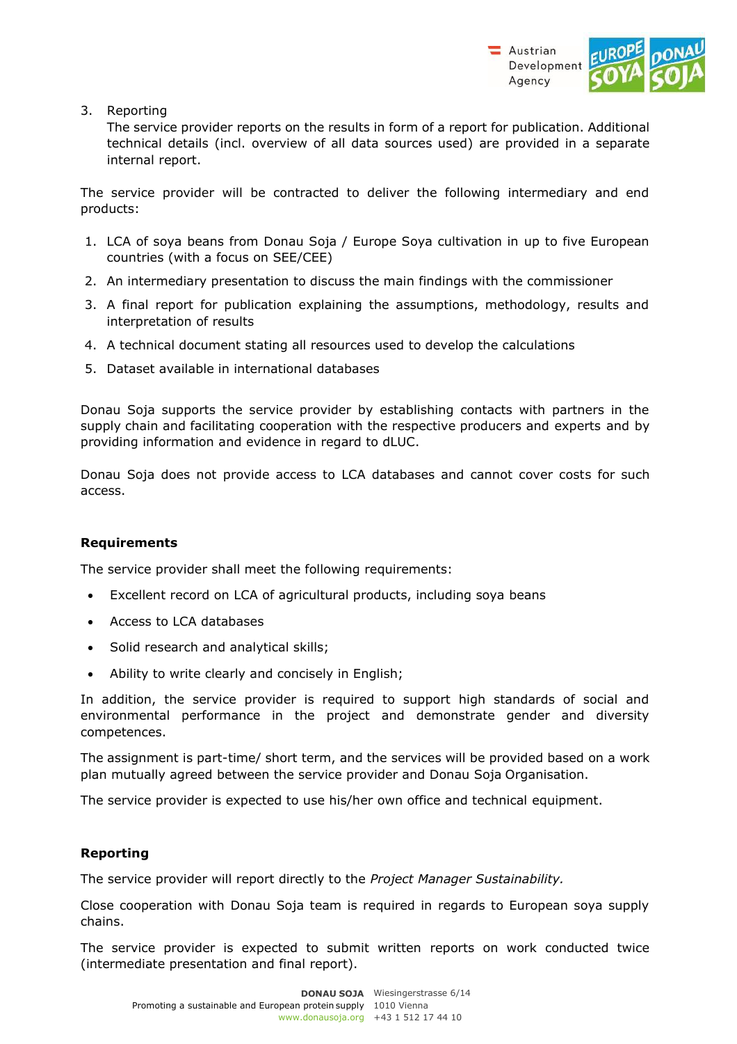3. Reporting
   The service provider reports on the results in form of a report for publication. Additional technical details (incl. overview of all data sources used) are provided in a separate internal report.

The service provider will be contracted to deliver the following intermediary and end products:

1. LCA of soya beans from Donau Soja / Europe Soya cultivation in up to five European countries (with a focus on SEE/CEE)
2. An intermediary presentation to discuss the main findings with the commissioner
3. A final report for publication explaining the assumptions, methodology, results and interpretation of results
4. A technical document stating all resources used to develop the calculations
5. Dataset available in international databases

Donau Soja supports the service provider by establishing contacts with partners in the supply chain and facilitating cooperation with the respective producers and experts and by providing information and evidence in regard to dLUC.

Donau Soja does not provide access to LCA databases and cannot cover costs for such access.

**Requirements**

The service provider shall meet the following requirements:

- Excellent record on LCA of agricultural products, including soya beans
- Access to LCA databases
- Solid research and analytical skills;
- Ability to write clearly and concisely in English;

In addition, the service provider is required to support high standards of social and environmental performance in the project and demonstrate gender and diversity competences.

The assignment is part-time/ short term, and the services will be provided based on a work plan mutually agreed between the service provider and Donau Soja Organisation.

The service provider is expected to use his/her own office and technical equipment.

**Reporting**

The service provider will report directly to the *Project Manager Sustainability.*

Close cooperation with Donau Soja team is required in regards to European soya supply chains.

The service provider is expected to submit written reports on work conducted twice (intermediate presentation and final report).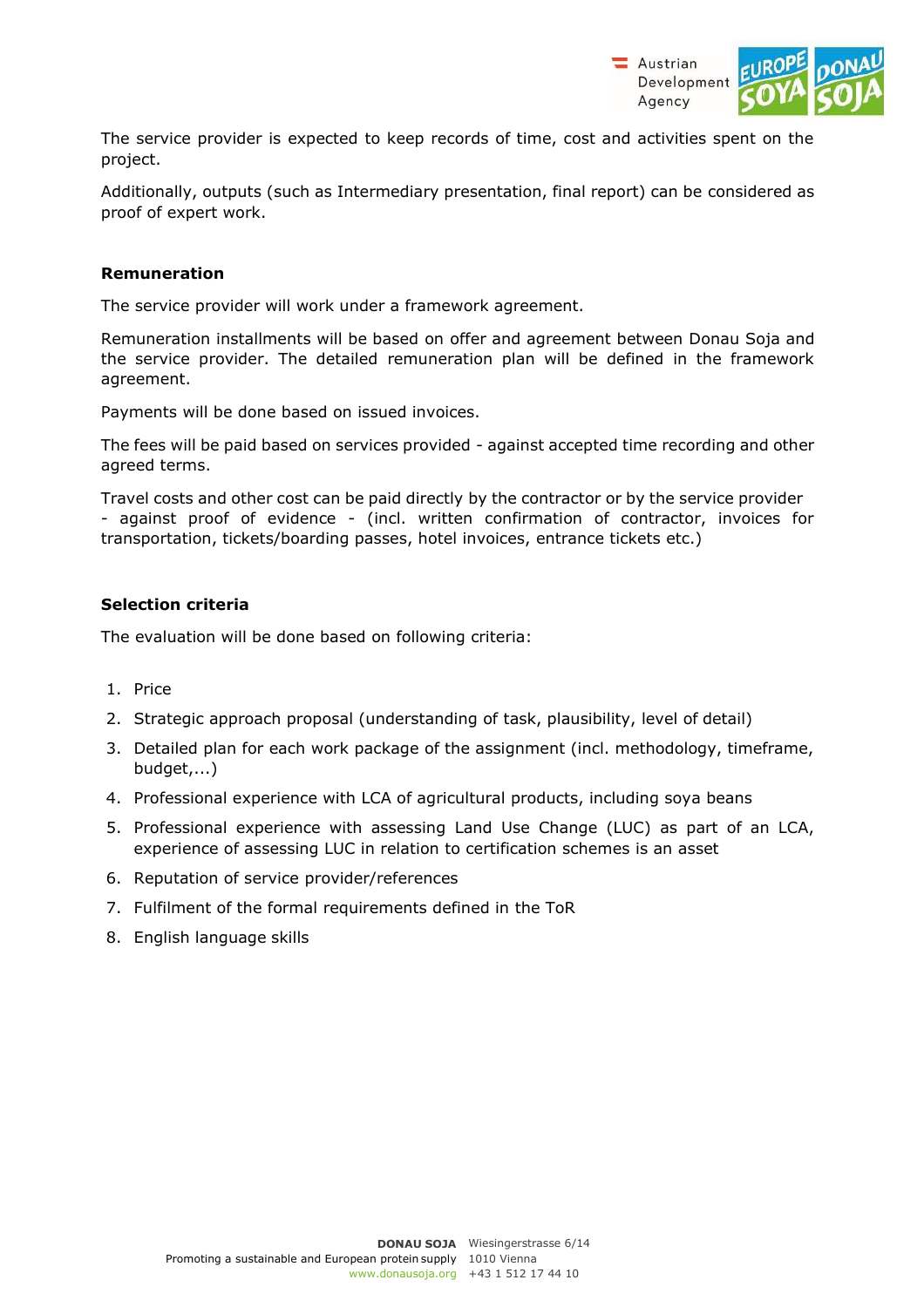The service provider is expected to keep records of time, cost and activities spent on the project.

Additionally, outputs (such as Intermediary presentation, final report) can be considered as proof of expert work.

**Remuneration**

The service provider will work under a framework agreement.

Remuneration installments will be based on offer and agreement between Donau Soja and the service provider. The detailed remuneration plan will be defined in the framework agreement.

Payments will be done based on issued invoices.

The fees will be paid based on services provided - against accepted time recording and other agreed terms.

Travel costs and other cost can be paid directly by the contractor or by the service provider - against proof of evidence - (incl. written confirmation of contractor, invoices for transportation, tickets/boarding passes, hotel invoices, entrance tickets etc.)

**Selection criteria**

The evaluation will be done based on following criteria:

1. Price
2. Strategic approach proposal (understanding of task, plausibility, level of detail)
3. Detailed plan for each work package of the assignment (incl. methodology, timeframe, budget,...)
4. Professional experience with LCA of agricultural products, including soya beans
5. Professional experience with assessing Land Use Change (LUC) as part of an LCA, experience of assessing LUC in relation to certification schemes is an asset
6. Reputation of service provider/references
7. Fulfilment of the formal requirements defined in the ToR
8. English language skills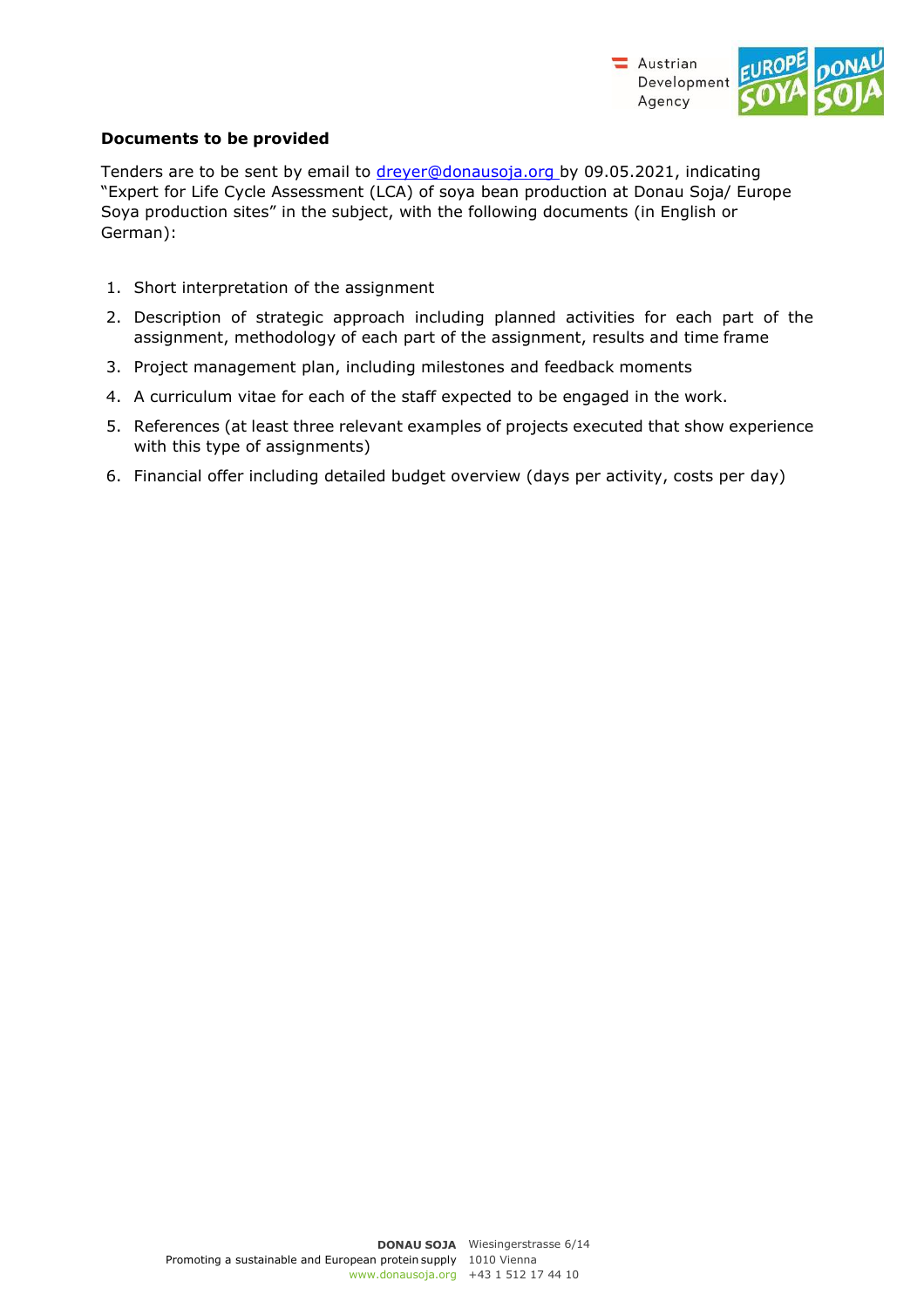**Documents to be provided**

Tenders are to be sent by email to dreyer@donausoja.org by 09.05.2021, indicating "Expert for Life Cycle Assessment (LCA) of soya bean production at Donau Soja/ Europe Soya production sites" in the subject, with the following documents (in English or German):

1. Short interpretation of the assignment
2. Description of strategic approach including planned activities for each part of the assignment, methodology of each part of the assignment, results and time frame
3. Project management plan, including milestones and feedback moments
4. A curriculum vitae for each of the staff expected to be engaged in the work.
5. References (at least three relevant examples of projects executed that show experience with this type of assignments)
6. Financial offer including detailed budget overview (days per activity, costs per day)